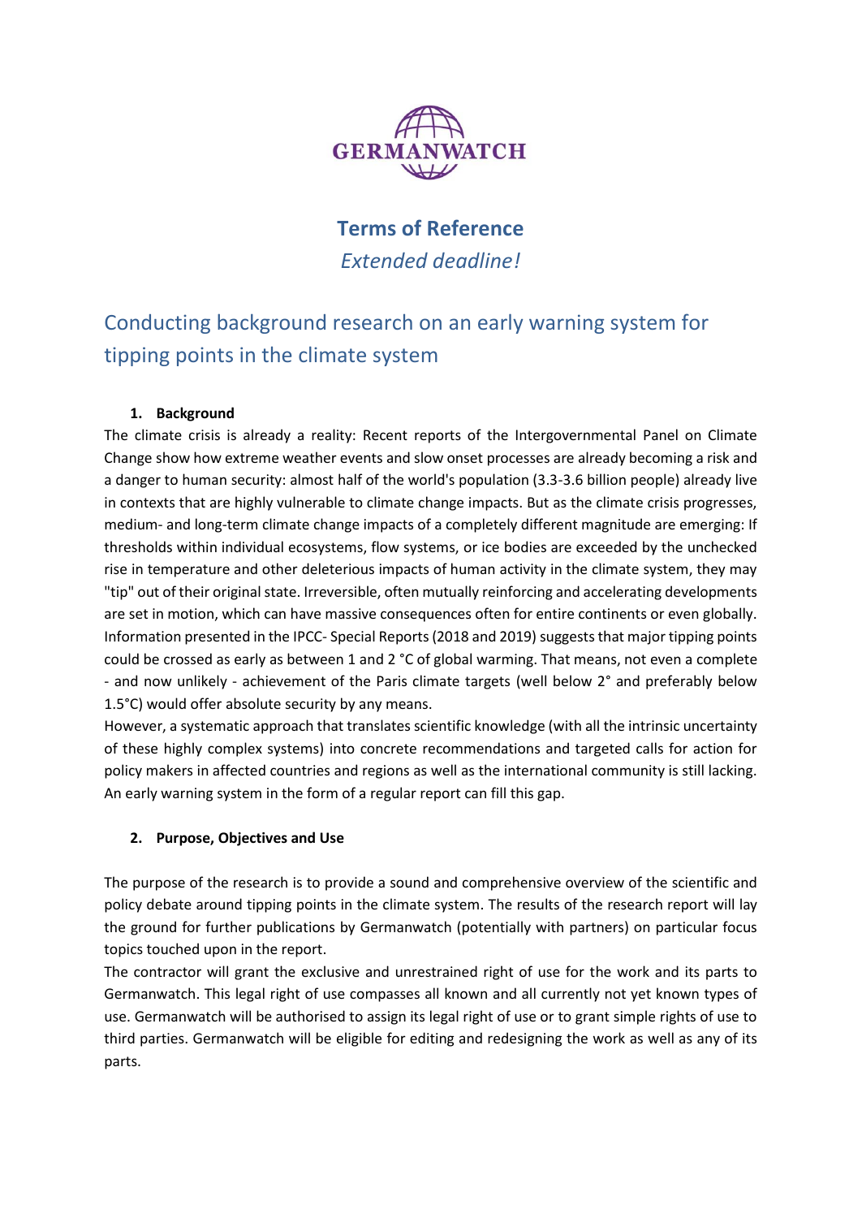GERMANWATCH

# Terms of Reference

*Extended deadline!*

## Conducting background research on an early warning system for tipping points in the climate system

### 1. Background

The climate crisis is already a reality: Recent reports of the Intergovernmental Panel on Climate Change show how extreme weather events and slow onset processes are already becoming a risk and a danger to human security: almost half of the world's population (3.3-3.6 billion people) already live in contexts that are highly vulnerable to climate change impacts. But as the climate crisis progresses, medium- and long-term climate change impacts of a completely different magnitude are emerging: If thresholds within individual ecosystems, flow systems, or ice bodies are exceeded by the unchecked rise in temperature and other deleterious impacts of human activity in the climate system, they may "tip" out of their original state. Irreversible, often mutually reinforcing and accelerating developments are set in motion, which can have massive consequences often for entire continents or even globally. Information presented in the IPCC- Special Reports (2018 and 2019) suggests that major tipping points could be crossed as early as between 1 and 2 °C of global warming. That means, not even a complete - and now unlikely - achievement of the Paris climate targets (well below 2° and preferably below 1.5°C) would offer absolute security by any means.

However, a systematic approach that translates scientific knowledge (with all the intrinsic uncertainty of these highly complex systems) into concrete recommendations and targeted calls for action for policy makers in affected countries and regions as well as the international community is still lacking. An early warning system in the form of a regular report can fill this gap.

### 2. Purpose, Objectives and Use

The purpose of the research is to provide a sound and comprehensive overview of the scientific and policy debate around tipping points in the climate system. The results of the research report will lay the ground for further publications by Germanwatch (potentially with partners) on particular focus topics touched upon in the report.

The contractor will grant the exclusive and unrestrained right of use for the work and its parts to Germanwatch. This legal right of use compasses all known and all currently not yet known types of use. Germanwatch will be authorised to assign its legal right of use or to grant simple rights of use to third parties. Germanwatch will be eligible for editing and redesigning the work as well as any of its parts.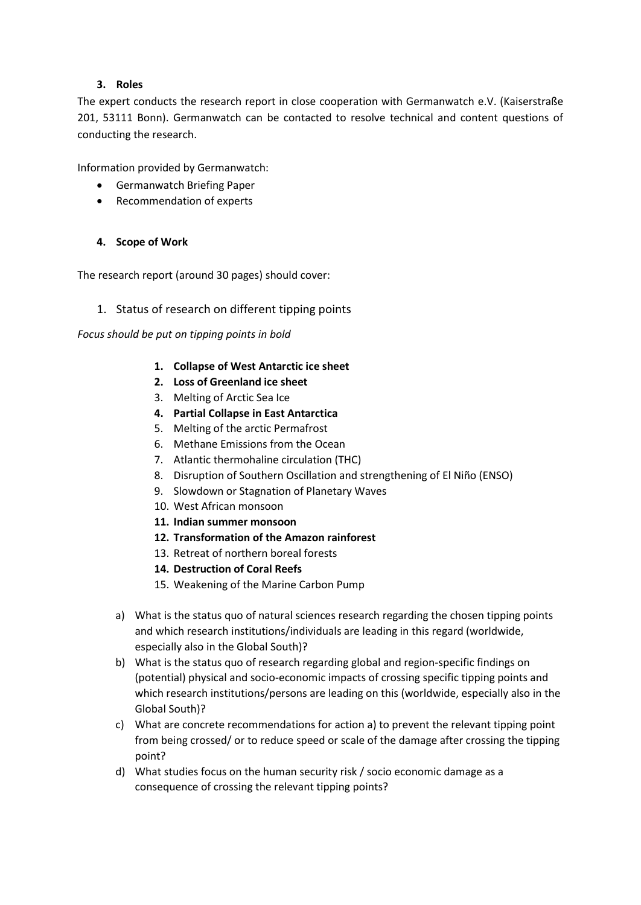### 3. Roles

The expert conducts the research report in close cooperation with Germanwatch e.V. (Kaiserstraße 201, 53111 Bonn). Germanwatch can be contacted to resolve technical and content questions of conducting the research.

Information provided by Germanwatch:

- Germanwatch Briefing Paper
- Recommendation of experts

### 4. Scope of Work

The research report (around 30 pages) should cover:

1. Status of research on different tipping points

*Focus should be put on tipping points in bold*

1. **Collapse of West Antarctic ice sheet**
2. **Loss of Greenland ice sheet**
3. Melting of Arctic Sea Ice
4. **Partial Collapse in East Antarctica**
5. Melting of the arctic Permafrost
6. Methane Emissions from the Ocean
7. Atlantic thermohaline circulation (THC)
8. Disruption of Southern Oscillation and strengthening of El Niño (ENSO)
9. Slowdown or Stagnation of Planetary Waves
10. West African monsoon
11. **Indian summer monsoon**
12. **Transformation of the Amazon rainforest**
13. Retreat of northern boreal forests
14. **Destruction of Coral Reefs**
15. Weakening of the Marine Carbon Pump

a) What is the status quo of natural sciences research regarding the chosen tipping points and which research institutions/individuals are leading in this regard (worldwide, especially also in the Global South)?

b) What is the status quo of research regarding global and region-specific findings on (potential) physical and socio-economic impacts of crossing specific tipping points and which research institutions/persons are leading on this (worldwide, especially also in the Global South)?

c) What are concrete recommendations for action a) to prevent the relevant tipping point from being crossed/ or to reduce speed or scale of the damage after crossing the tipping point?

d) What studies focus on the human security risk / socio economic damage as a consequence of crossing the relevant tipping points?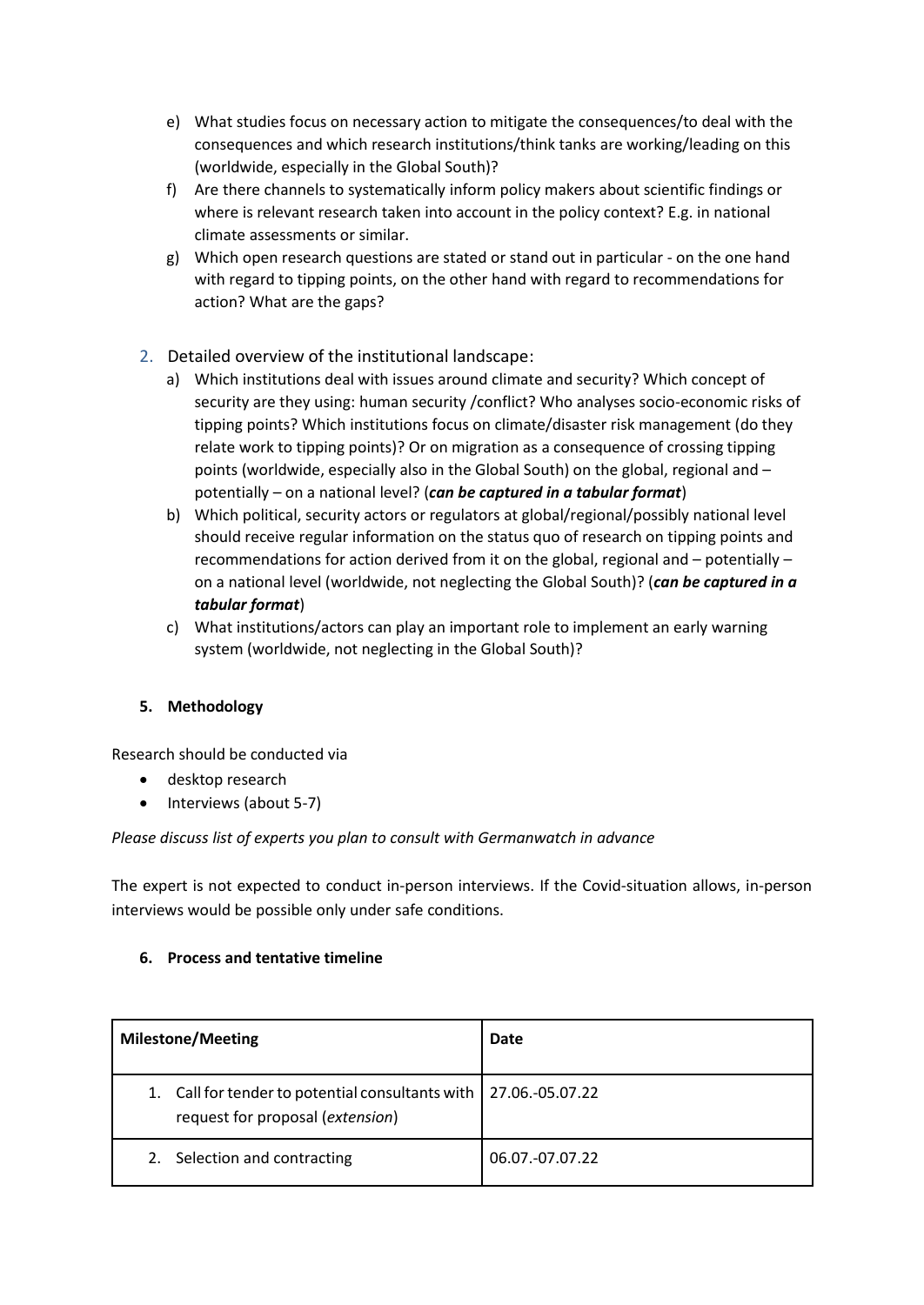e) What studies focus on necessary action to mitigate the consequences/to deal with the consequences and which research institutions/think tanks are working/leading on this (worldwide, especially in the Global South)?
f) Are there channels to systematically inform policy makers about scientific findings or where is relevant research taken into account in the policy context? E.g. in national climate assessments or similar.
g) Which open research questions are stated or stand out in particular - on the one hand with regard to tipping points, on the other hand with regard to recommendations for action? What are the gaps?

2. Detailed overview of the institutional landscape:
   a) Which institutions deal with issues around climate and security? Which concept of security are they using: human security /conflict? Who analyses socio-economic risks of tipping points? Which institutions focus on climate/disaster risk management (do they relate work to tipping points)? Or on migration as a consequence of crossing tipping points (worldwide, especially also in the Global South) on the global, regional and – potentially – on a national level? (***can be captured in a tabular format***)
   b) Which political, security actors or regulators at global/regional/possibly national level should receive regular information on the status quo of research on tipping points and recommendations for action derived from it on the global, regional and – potentially – on a national level (worldwide, not neglecting the Global South)? (***can be captured in a tabular format***)
   c) What institutions/actors can play an important role to implement an early warning system (worldwide, not neglecting in the Global South)?

**5. Methodology**

Research should be conducted via

- desktop research
- Interviews (about 5-7)

*Please discuss list of experts you plan to consult with Germanwatch in advance*

The expert is not expected to conduct in-person interviews. If the Covid-situation allows, in-person interviews would be possible only under safe conditions.

**6. Process and tentative timeline**

| Milestone/Meeting | Date |
|---|---|
| 1. Call for tender to potential consultants with request for proposal (*extension*) | 27.06.-05.07.22 |
| 2. Selection and contracting | 06.07.-07.07.22 |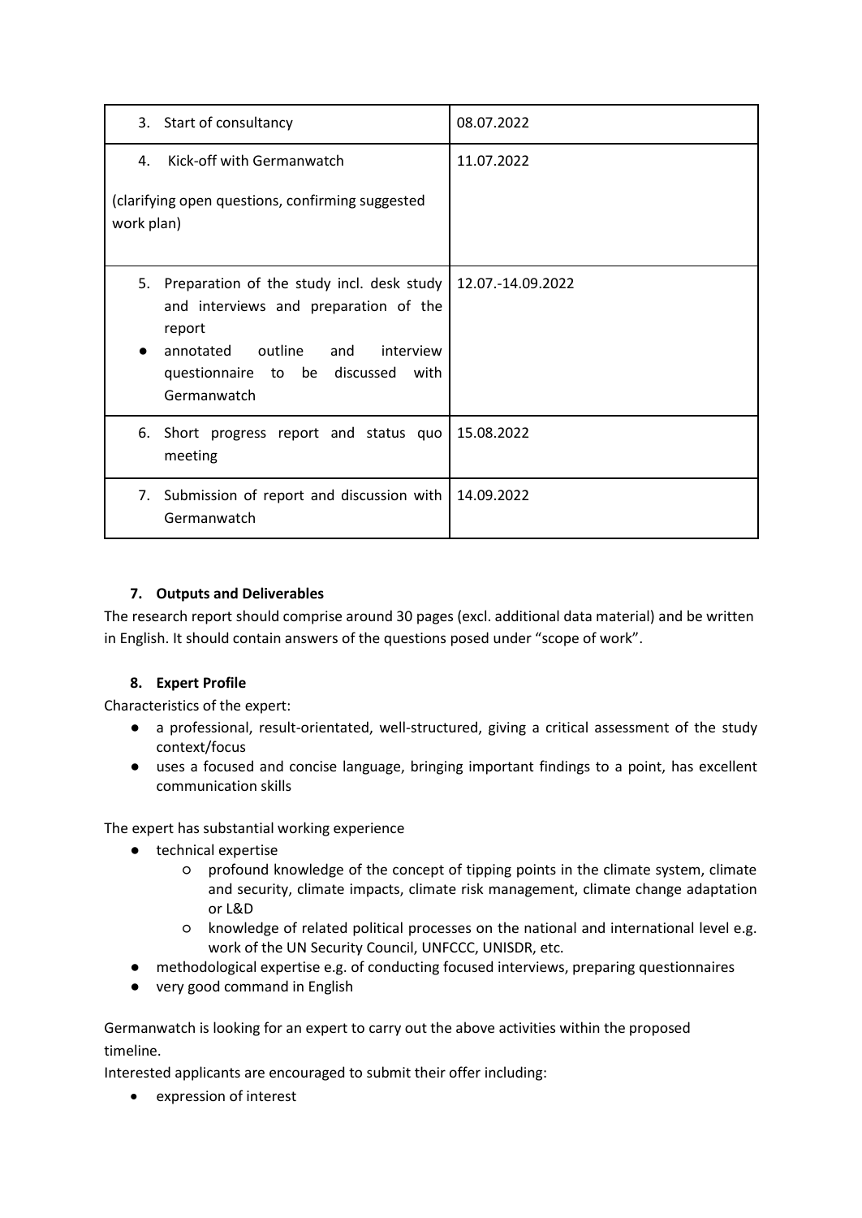| | |
|---|---|
| 3. Start of consultancy | 08.07.2022 |
| 4. Kick-off with Germanwatch<br><br>(clarifying open questions, confirming suggested work plan) | 11.07.2022 |
| 5. Preparation of the study incl. desk study and interviews and preparation of the report<br>● annotated outline and interview questionnaire to be discussed with Germanwatch | 12.07.-14.09.2022 |
| 6. Short progress report and status quo meeting | 15.08.2022 |
| 7. Submission of report and discussion with Germanwatch | 14.09.2022 |

**7. Outputs and Deliverables**

The research report should comprise around 30 pages (excl. additional data material) and be written in English. It should contain answers of the questions posed under "scope of work".

**8. Expert Profile**

Characteristics of the expert:

- a professional, result-orientated, well-structured, giving a critical assessment of the study context/focus
- uses a focused and concise language, bringing important findings to a point, has excellent communication skills

The expert has substantial working experience

- technical expertise
    - profound knowledge of the concept of tipping points in the climate system, climate and security, climate impacts, climate risk management, climate change adaptation or L&D
    - knowledge of related political processes on the national and international level e.g. work of the UN Security Council, UNFCCC, UNISDR, etc.
- methodological expertise e.g. of conducting focused interviews, preparing questionnaires
- very good command in English

Germanwatch is looking for an expert to carry out the above activities within the proposed timeline.

Interested applicants are encouraged to submit their offer including:

- expression of interest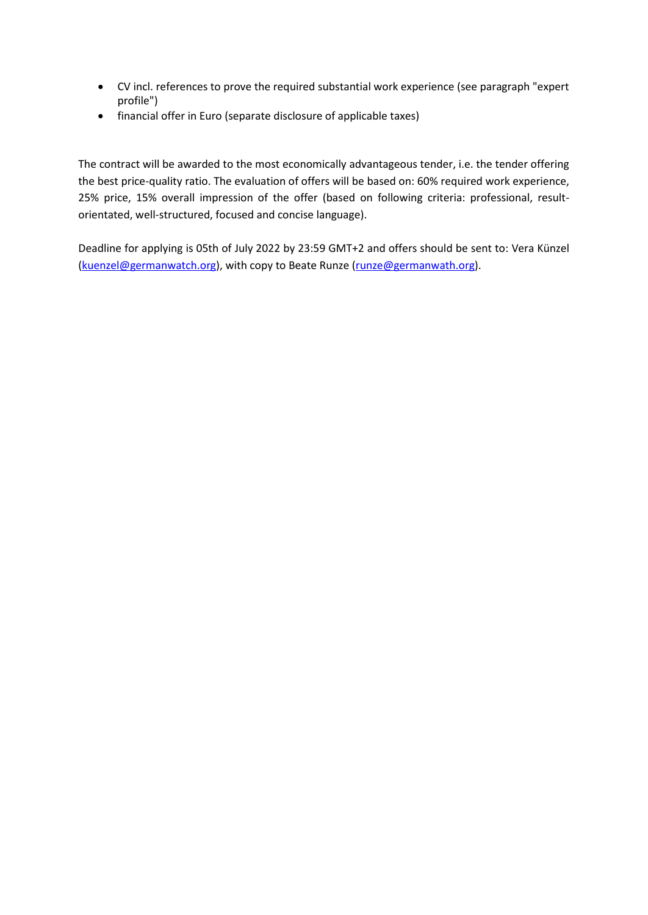- CV incl. references to prove the required substantial work experience (see paragraph "expert profile")
- financial offer in Euro (separate disclosure of applicable taxes)

The contract will be awarded to the most economically advantageous tender, i.e. the tender offering the best price-quality ratio. The evaluation of offers will be based on: 60% required work experience, 25% price, 15% overall impression of the offer (based on following criteria: professional, result-orientated, well-structured, focused and concise language).

Deadline for applying is 05th of July 2022 by 23:59 GMT+2 and offers should be sent to: Vera Künzel (kuenzel@germanwatch.org), with copy to Beate Runze (runze@germanwath.org).